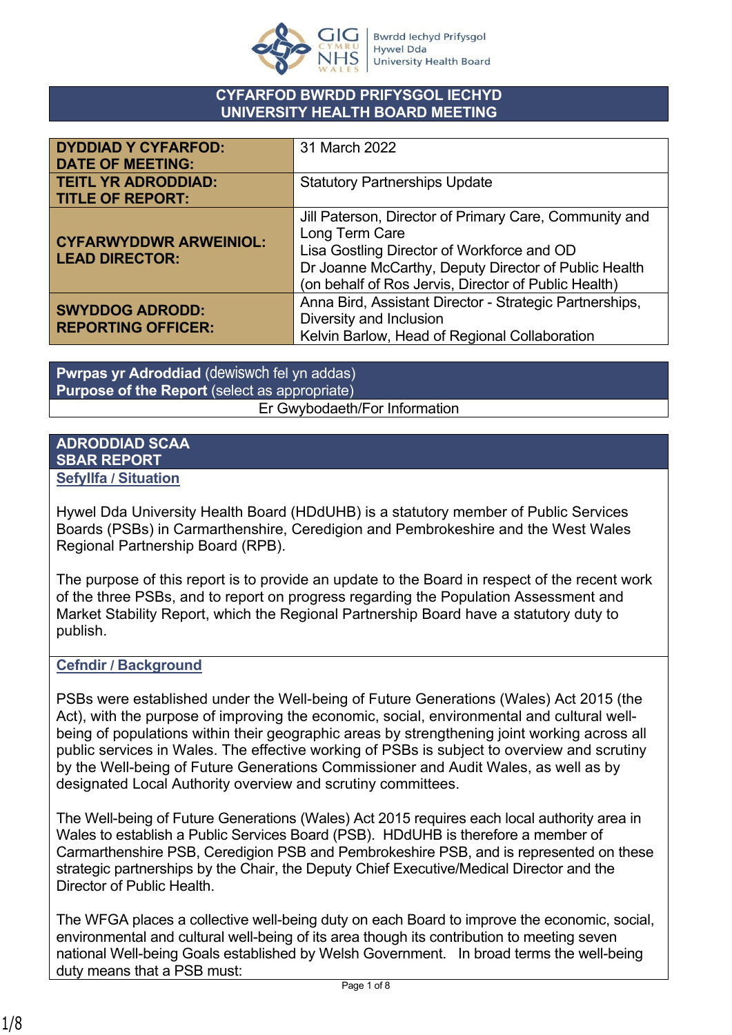# CYFARFOD BWRDD PRIFYSGOL IECHYD
# UNIVERSITY HEALTH BOARD MEETING

| | |
|---|---|
| **DYDDIAD Y CYFARFOD: DATE OF MEETING:** | 31 March 2022 |
| **TEITL YR ADRODDIAD: TITLE OF REPORT:** | Statutory Partnerships Update |
| **CYFARWYDDWR ARWEINIOL: LEAD DIRECTOR:** | Jill Paterson, Director of Primary Care, Community and Long Term Care<br>Lisa Gostling Director of Workforce and OD<br>Dr Joanne McCarthy, Deputy Director of Public Health (on behalf of Ros Jervis, Director of Public Health) |
| **SWYDDOG ADRODD: REPORTING OFFICER:** | Anna Bird, Assistant Director - Strategic Partnerships, Diversity and Inclusion<br>Kelvin Barlow, Head of Regional Collaboration |

**Pwrpas yr Adroddiad** (dewiswch fel yn addas)
**Purpose of the Report** (select as appropriate)

Er Gwybodaeth/For Information

## ADRODDIAD SCAA
## SBAR REPORT

### Sefyllfa / Situation

Hywel Dda University Health Board (HDdUHB) is a statutory member of Public Services Boards (PSBs) in Carmarthenshire, Ceredigion and Pembrokeshire and the West Wales Regional Partnership Board (RPB).

The purpose of this report is to provide an update to the Board in respect of the recent work of the three PSBs, and to report on progress regarding the Population Assessment and Market Stability Report, which the Regional Partnership Board have a statutory duty to publish.

### Cefndir / Background

PSBs were established under the Well-being of Future Generations (Wales) Act 2015 (the Act), with the purpose of improving the economic, social, environmental and cultural well-being of populations within their geographic areas by strengthening joint working across all public services in Wales. The effective working of PSBs is subject to overview and scrutiny by the Well-being of Future Generations Commissioner and Audit Wales, as well as by designated Local Authority overview and scrutiny committees.

The Well-being of Future Generations (Wales) Act 2015 requires each local authority area in Wales to establish a Public Services Board (PSB). HDdUHB is therefore a member of Carmarthenshire PSB, Ceredigion PSB and Pembrokeshire PSB, and is represented on these strategic partnerships by the Chair, the Deputy Chief Executive/Medical Director and the Director of Public Health.

The WFGA places a collective well-being duty on each Board to improve the economic, social, environmental and cultural well-being of its area though its contribution to meeting seven national Well-being Goals established by Welsh Government. In broad terms the well-being duty means that a PSB must: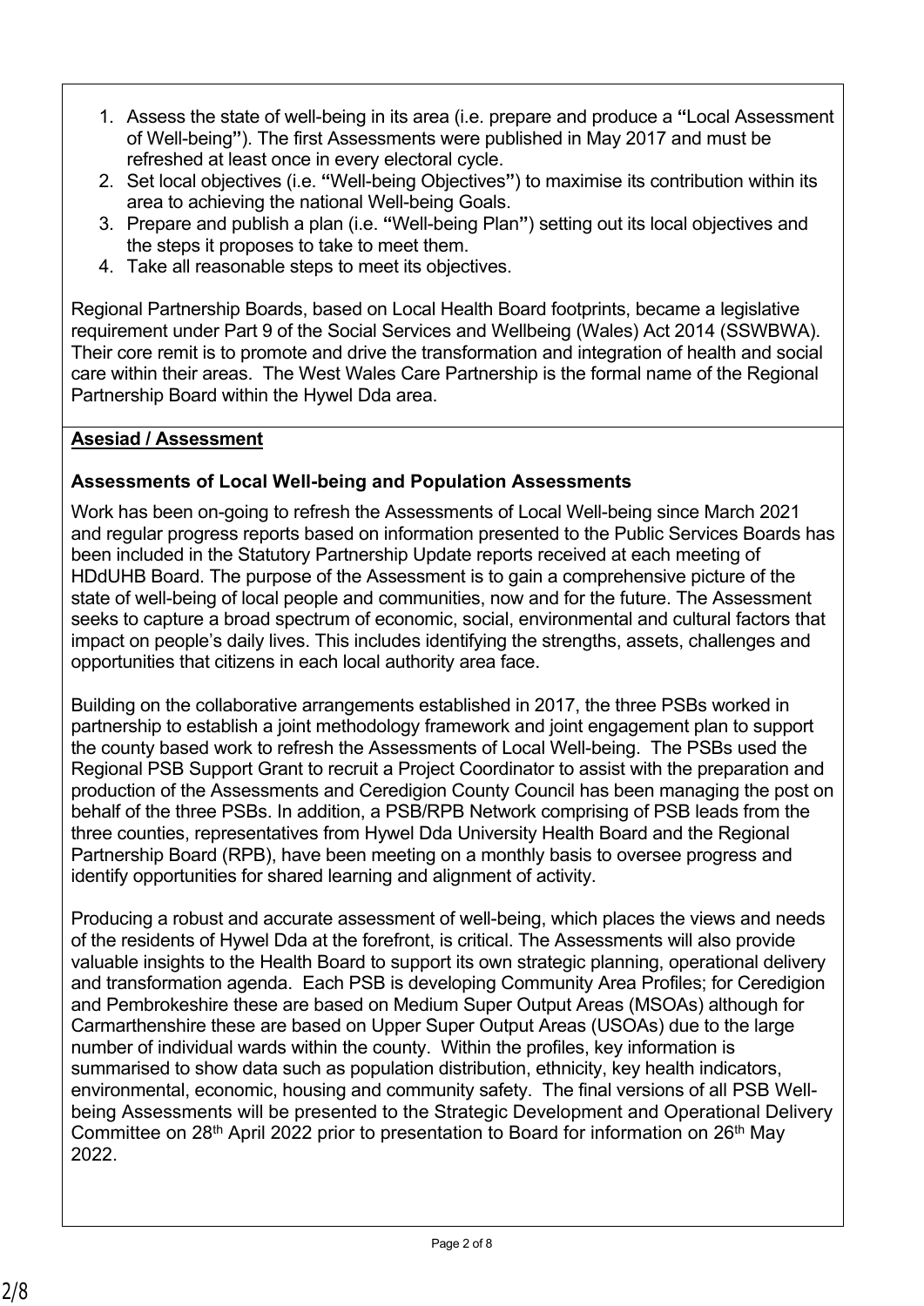1. Assess the state of well-being in its area (i.e. prepare and produce a **"**Local Assessment of Well-being**"**). The first Assessments were published in May 2017 and must be refreshed at least once in every electoral cycle.
2. Set local objectives (i.e. **"**Well-being Objectives**"**) to maximise its contribution within its area to achieving the national Well-being Goals.
3. Prepare and publish a plan (i.e. **"**Well-being Plan**"**) setting out its local objectives and the steps it proposes to take to meet them.
4. Take all reasonable steps to meet its objectives.

Regional Partnership Boards, based on Local Health Board footprints, became a legislative requirement under Part 9 of the Social Services and Wellbeing (Wales) Act 2014 (SSWBWA). Their core remit is to promote and drive the transformation and integration of health and social care within their areas. The West Wales Care Partnership is the formal name of the Regional Partnership Board within the Hywel Dda area.

**Asesiad / Assessment**

**Assessments of Local Well-being and Population Assessments**

Work has been on-going to refresh the Assessments of Local Well-being since March 2021 and regular progress reports based on information presented to the Public Services Boards has been included in the Statutory Partnership Update reports received at each meeting of HDdUHB Board. The purpose of the Assessment is to gain a comprehensive picture of the state of well-being of local people and communities, now and for the future. The Assessment seeks to capture a broad spectrum of economic, social, environmental and cultural factors that impact on people's daily lives. This includes identifying the strengths, assets, challenges and opportunities that citizens in each local authority area face.

Building on the collaborative arrangements established in 2017, the three PSBs worked in partnership to establish a joint methodology framework and joint engagement plan to support the county based work to refresh the Assessments of Local Well-being. The PSBs used the Regional PSB Support Grant to recruit a Project Coordinator to assist with the preparation and production of the Assessments and Ceredigion County Council has been managing the post on behalf of the three PSBs. In addition, a PSB/RPB Network comprising of PSB leads from the three counties, representatives from Hywel Dda University Health Board and the Regional Partnership Board (RPB), have been meeting on a monthly basis to oversee progress and identify opportunities for shared learning and alignment of activity.

Producing a robust and accurate assessment of well-being, which places the views and needs of the residents of Hywel Dda at the forefront, is critical. The Assessments will also provide valuable insights to the Health Board to support its own strategic planning, operational delivery and transformation agenda. Each PSB is developing Community Area Profiles; for Ceredigion and Pembrokeshire these are based on Medium Super Output Areas (MSOAs) although for Carmarthenshire these are based on Upper Super Output Areas (USOAs) due to the large number of individual wards within the county. Within the profiles, key information is summarised to show data such as population distribution, ethnicity, key health indicators, environmental, economic, housing and community safety. The final versions of all PSB Well-being Assessments will be presented to the Strategic Development and Operational Delivery Committee on 28th April 2022 prior to presentation to Board for information on 26th May 2022.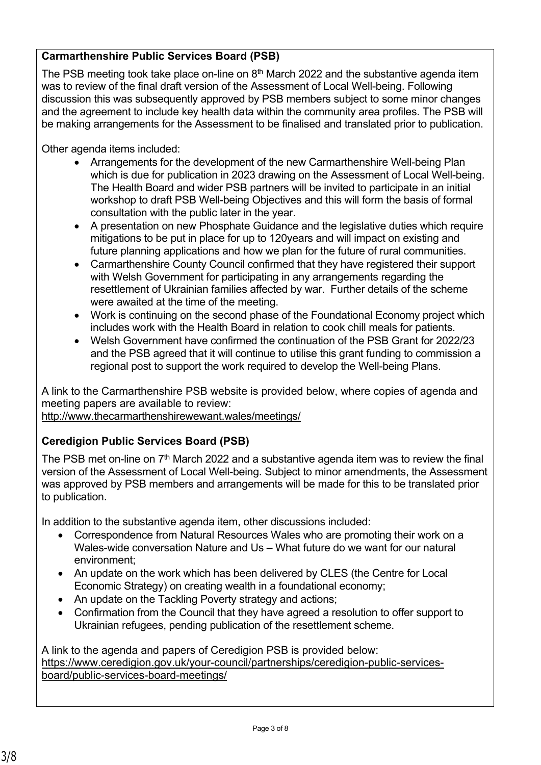**Carmarthenshire Public Services Board (PSB)**

The PSB meeting took take place on-line on 8th March 2022 and the substantive agenda item was to review of the final draft version of the Assessment of Local Well-being. Following discussion this was subsequently approved by PSB members subject to some minor changes and the agreement to include key health data within the community area profiles. The PSB will be making arrangements for the Assessment to be finalised and translated prior to publication.

Other agenda items included:

- Arrangements for the development of the new Carmarthenshire Well-being Plan which is due for publication in 2023 drawing on the Assessment of Local Well-being. The Health Board and wider PSB partners will be invited to participate in an initial workshop to draft PSB Well-being Objectives and this will form the basis of formal consultation with the public later in the year.
- A presentation on new Phosphate Guidance and the legislative duties which require mitigations to be put in place for up to 120years and will impact on existing and future planning applications and how we plan for the future of rural communities.
- Carmarthenshire County Council confirmed that they have registered their support with Welsh Government for participating in any arrangements regarding the resettlement of Ukrainian families affected by war. Further details of the scheme were awaited at the time of the meeting.
- Work is continuing on the second phase of the Foundational Economy project which includes work with the Health Board in relation to cook chill meals for patients.
- Welsh Government have confirmed the continuation of the PSB Grant for 2022/23 and the PSB agreed that it will continue to utilise this grant funding to commission a regional post to support the work required to develop the Well-being Plans.

A link to the Carmarthenshire PSB website is provided below, where copies of agenda and meeting papers are available to review:
http://www.thecarmarthenshirewewant.wales/meetings/

**Ceredigion Public Services Board (PSB)**

The PSB met on-line on 7th March 2022 and a substantive agenda item was to review the final version of the Assessment of Local Well-being. Subject to minor amendments, the Assessment was approved by PSB members and arrangements will be made for this to be translated prior to publication.

In addition to the substantive agenda item, other discussions included:

- Correspondence from Natural Resources Wales who are promoting their work on a Wales-wide conversation Nature and Us – What future do we want for our natural environment;
- An update on the work which has been delivered by CLES (the Centre for Local Economic Strategy) on creating wealth in a foundational economy;
- An update on the Tackling Poverty strategy and actions;
- Confirmation from the Council that they have agreed a resolution to offer support to Ukrainian refugees, pending publication of the resettlement scheme.

A link to the agenda and papers of Ceredigion PSB is provided below:
https://www.ceredigion.gov.uk/your-council/partnerships/ceredigion-public-services-board/public-services-board-meetings/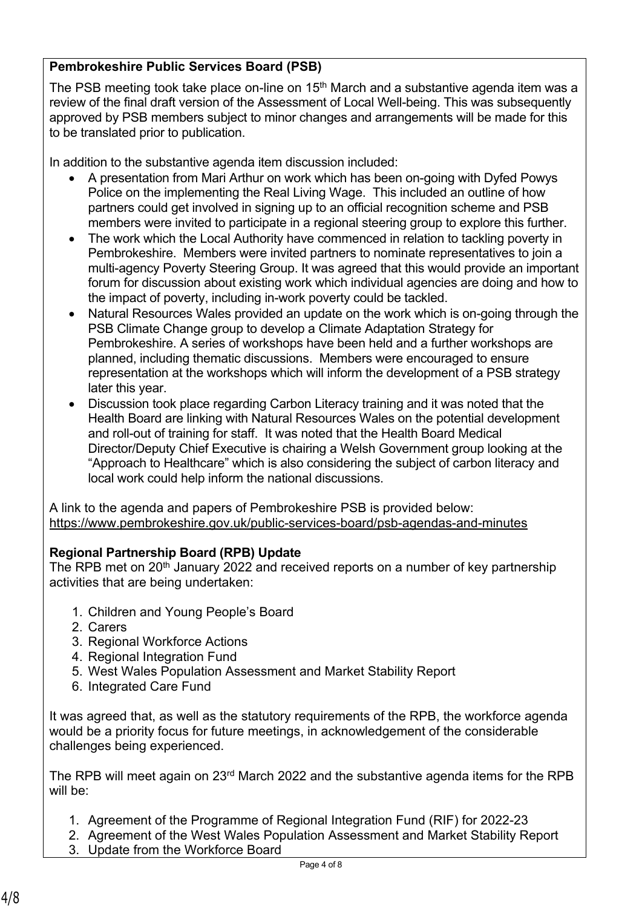**Pembrokeshire Public Services Board (PSB)**

The PSB meeting took take place on-line on 15th March and a substantive agenda item was a review of the final draft version of the Assessment of Local Well-being. This was subsequently approved by PSB members subject to minor changes and arrangements will be made for this to be translated prior to publication.

In addition to the substantive agenda item discussion included:

- A presentation from Mari Arthur on work which has been on-going with Dyfed Powys Police on the implementing the Real Living Wage. This included an outline of how partners could get involved in signing up to an official recognition scheme and PSB members were invited to participate in a regional steering group to explore this further.
- The work which the Local Authority have commenced in relation to tackling poverty in Pembrokeshire. Members were invited partners to nominate representatives to join a multi-agency Poverty Steering Group. It was agreed that this would provide an important forum for discussion about existing work which individual agencies are doing and how to the impact of poverty, including in-work poverty could be tackled.
- Natural Resources Wales provided an update on the work which is on-going through the PSB Climate Change group to develop a Climate Adaptation Strategy for Pembrokeshire. A series of workshops have been held and a further workshops are planned, including thematic discussions. Members were encouraged to ensure representation at the workshops which will inform the development of a PSB strategy later this year.
- Discussion took place regarding Carbon Literacy training and it was noted that the Health Board are linking with Natural Resources Wales on the potential development and roll-out of training for staff. It was noted that the Health Board Medical Director/Deputy Chief Executive is chairing a Welsh Government group looking at the "Approach to Healthcare" which is also considering the subject of carbon literacy and local work could help inform the national discussions.

A link to the agenda and papers of Pembrokeshire PSB is provided below:
https://www.pembrokeshire.gov.uk/public-services-board/psb-agendas-and-minutes

**Regional Partnership Board (RPB) Update**

The RPB met on 20th January 2022 and received reports on a number of key partnership activities that are being undertaken:

1. Children and Young People's Board
2. Carers
3. Regional Workforce Actions
4. Regional Integration Fund
5. West Wales Population Assessment and Market Stability Report
6. Integrated Care Fund

It was agreed that, as well as the statutory requirements of the RPB, the workforce agenda would be a priority focus for future meetings, in acknowledgement of the considerable challenges being experienced.

The RPB will meet again on 23rd March 2022 and the substantive agenda items for the RPB will be:

1. Agreement of the Programme of Regional Integration Fund (RIF) for 2022-23
2. Agreement of the West Wales Population Assessment and Market Stability Report
3. Update from the Workforce Board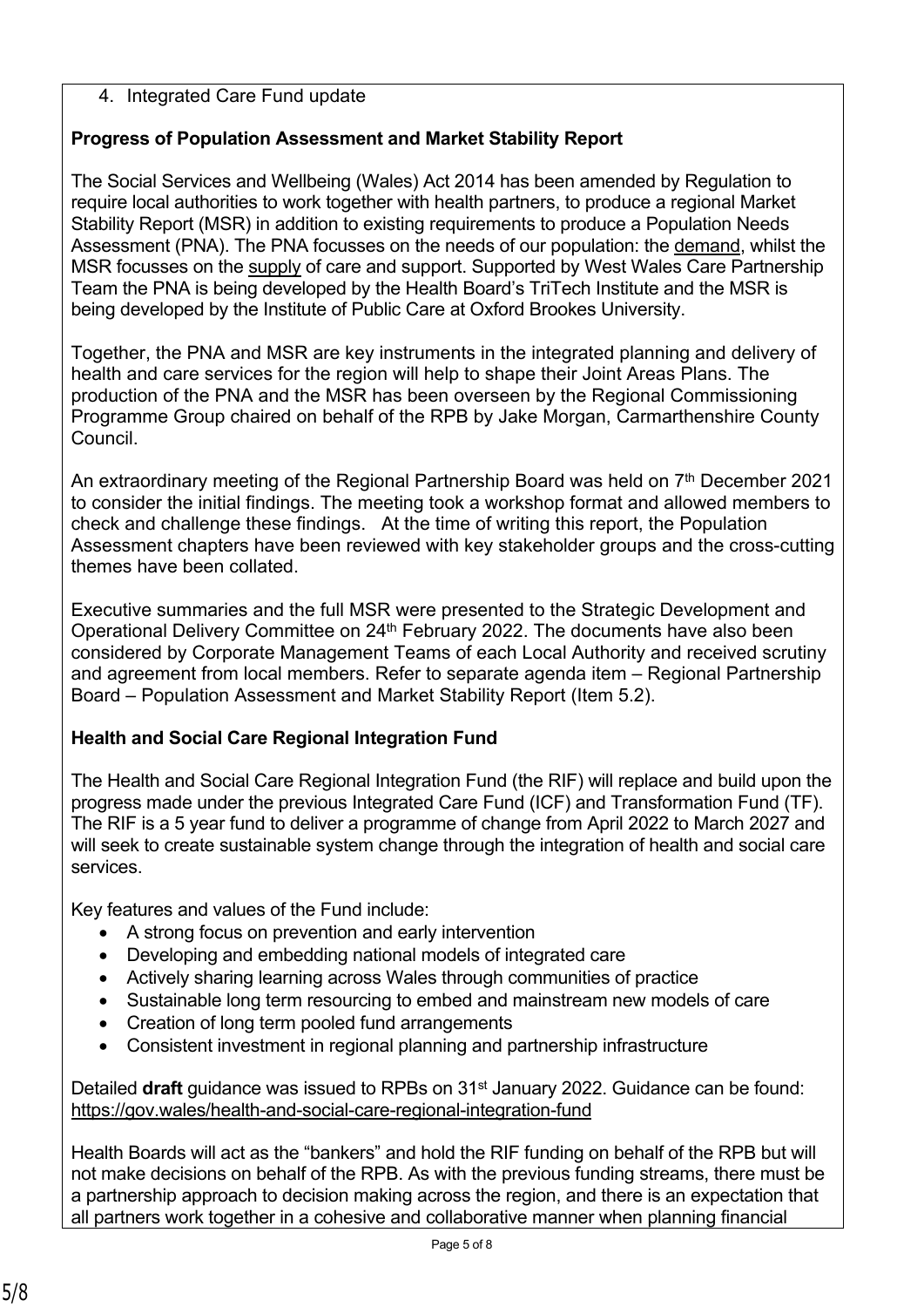4. Integrated Care Fund update

**Progress of Population Assessment and Market Stability Report**

The Social Services and Wellbeing (Wales) Act 2014 has been amended by Regulation to require local authorities to work together with health partners, to produce a regional Market Stability Report (MSR) in addition to existing requirements to produce a Population Needs Assessment (PNA). The PNA focusses on the needs of our population: the demand, whilst the MSR focusses on the supply of care and support. Supported by West Wales Care Partnership Team the PNA is being developed by the Health Board's TriTech Institute and the MSR is being developed by the Institute of Public Care at Oxford Brookes University.

Together, the PNA and MSR are key instruments in the integrated planning and delivery of health and care services for the region will help to shape their Joint Areas Plans. The production of the PNA and the MSR has been overseen by the Regional Commissioning Programme Group chaired on behalf of the RPB by Jake Morgan, Carmarthenshire County Council.

An extraordinary meeting of the Regional Partnership Board was held on 7th December 2021 to consider the initial findings. The meeting took a workshop format and allowed members to check and challenge these findings. At the time of writing this report, the Population Assessment chapters have been reviewed with key stakeholder groups and the cross-cutting themes have been collated.

Executive summaries and the full MSR were presented to the Strategic Development and Operational Delivery Committee on 24th February 2022. The documents have also been considered by Corporate Management Teams of each Local Authority and received scrutiny and agreement from local members. Refer to separate agenda item – Regional Partnership Board – Population Assessment and Market Stability Report (Item 5.2).

**Health and Social Care Regional Integration Fund**

The Health and Social Care Regional Integration Fund (the RIF) will replace and build upon the progress made under the previous Integrated Care Fund (ICF) and Transformation Fund (TF). The RIF is a 5 year fund to deliver a programme of change from April 2022 to March 2027 and will seek to create sustainable system change through the integration of health and social care services.

Key features and values of the Fund include:

- A strong focus on prevention and early intervention
- Developing and embedding national models of integrated care
- Actively sharing learning across Wales through communities of practice
- Sustainable long term resourcing to embed and mainstream new models of care
- Creation of long term pooled fund arrangements
- Consistent investment in regional planning and partnership infrastructure

Detailed **draft** guidance was issued to RPBs on 31st January 2022. Guidance can be found: https://gov.wales/health-and-social-care-regional-integration-fund

Health Boards will act as the "bankers" and hold the RIF funding on behalf of the RPB but will not make decisions on behalf of the RPB. As with the previous funding streams, there must be a partnership approach to decision making across the region, and there is an expectation that all partners work together in a cohesive and collaborative manner when planning financial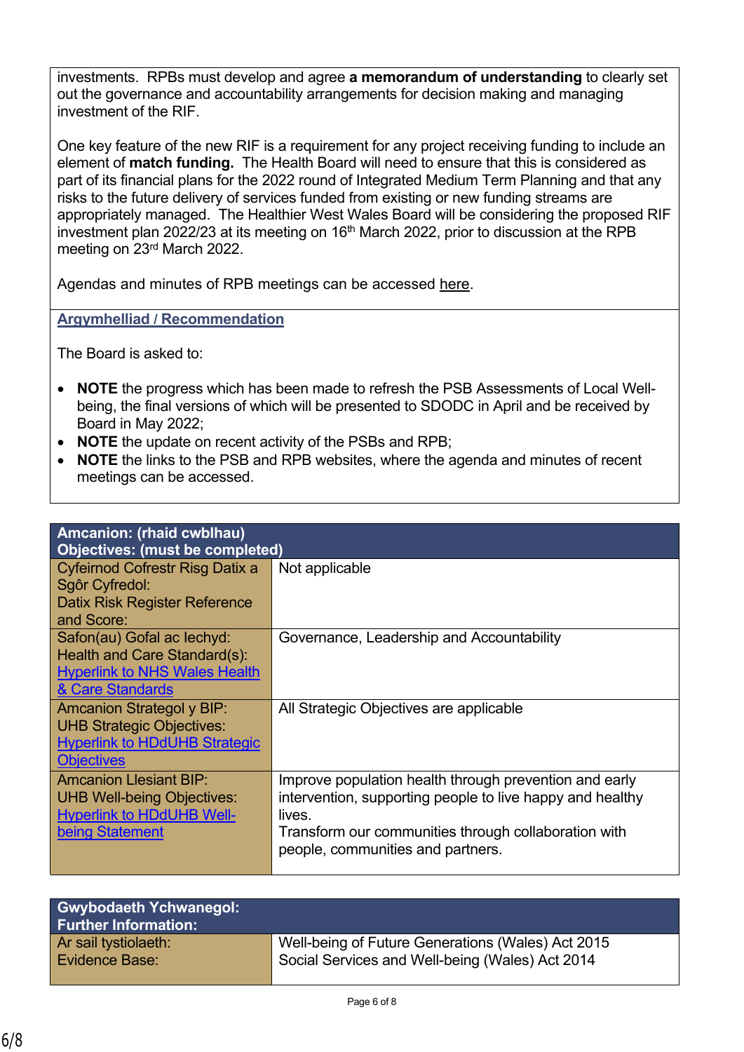investments. RPBs must develop and agree **a memorandum of understanding** to clearly set out the governance and accountability arrangements for decision making and managing investment of the RIF.

One key feature of the new RIF is a requirement for any project receiving funding to include an element of **match funding.** The Health Board will need to ensure that this is considered as part of its financial plans for the 2022 round of Integrated Medium Term Planning and that any risks to the future delivery of services funded from existing or new funding streams are appropriately managed. The Healthier West Wales Board will be considering the proposed RIF investment plan 2022/23 at its meeting on 16th March 2022, prior to discussion at the RPB meeting on 23rd March 2022.

Agendas and minutes of RPB meetings can be accessed here.

## Argymhelliad / Recommendation

The Board is asked to:

- **NOTE** the progress which has been made to refresh the PSB Assessments of Local Well-being, the final versions of which will be presented to SDODC in April and be received by Board in May 2022;
- **NOTE** the update on recent activity of the PSBs and RPB;
- **NOTE** the links to the PSB and RPB websites, where the agenda and minutes of recent meetings can be accessed.

| Amcanion: (rhaid cwblhau) Objectives: (must be completed) | |
|---|---|
| Cyfeirnod Cofrestr Risg Datix a Sgôr Cyfredol: Datix Risk Register Reference and Score: | Not applicable |
| Safon(au) Gofal ac Iechyd: Health and Care Standard(s): Hyperlink to NHS Wales Health & Care Standards | Governance, Leadership and Accountability |
| Amcanion Strategol y BIP: UHB Strategic Objectives: Hyperlink to HDdUHB Strategic Objectives | All Strategic Objectives are applicable |
| Amcanion Llesiant BIP: UHB Well-being Objectives: Hyperlink to HDdUHB Well-being Statement | Improve population health through prevention and early intervention, supporting people to live happy and healthy lives. Transform our communities through collaboration with people, communities and partners. |

| Gwybodaeth Ychwanegol: Further Information: | |
|---|---|
| Ar sail tystiolaeth: Evidence Base: | Well-being of Future Generations (Wales) Act 2015 Social Services and Well-being (Wales) Act 2014 |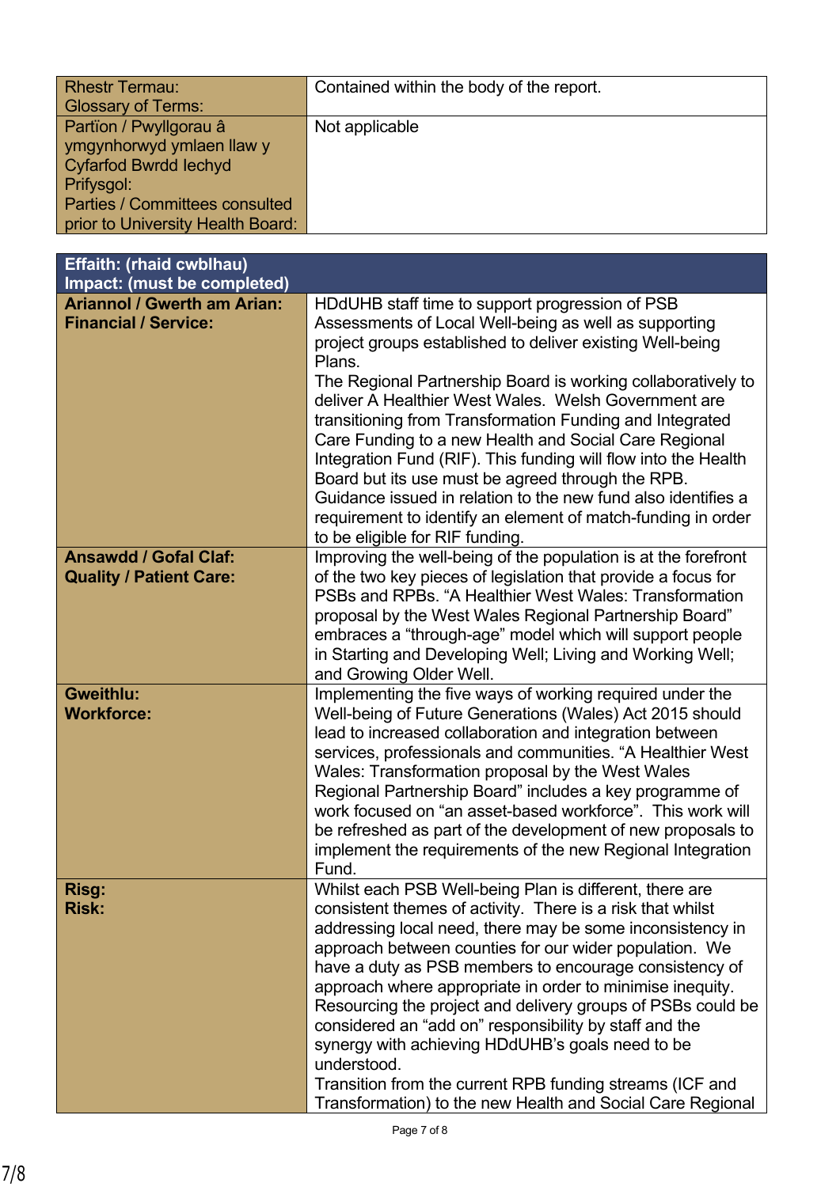| Rhestr Termau:<br>Glossary of Terms: | Contained within the body of the report. |
| --- | --- |
| Partïon / Pwyllgorau â ymgynhorwyd ymlaen llaw y Cyfarfod Bwrdd Iechyd Prifysgol:<br>Parties / Committees consulted prior to University Health Board: | Not applicable |

| **Effaith: (rhaid cwblhau)**<br>**Impact: (must be completed)** | |
| --- | --- |
| **Ariannol / Gwerth am Arian:**<br>**Financial / Service:** | HDdUHB staff time to support progression of PSB Assessments of Local Well-being as well as supporting project groups established to deliver existing Well-being Plans.<br>The Regional Partnership Board is working collaboratively to deliver A Healthier West Wales. Welsh Government are transitioning from Transformation Funding and Integrated Care Funding to a new Health and Social Care Regional Integration Fund (RIF). This funding will flow into the Health Board but its use must be agreed through the RPB. Guidance issued in relation to the new fund also identifies a requirement to identify an element of match-funding in order to be eligible for RIF funding. |
| **Ansawdd / Gofal Claf:**<br>**Quality / Patient Care:** | Improving the well-being of the population is at the forefront of the two key pieces of legislation that provide a focus for PSBs and RPBs. "A Healthier West Wales: Transformation proposal by the West Wales Regional Partnership Board" embraces a "through-age" model which will support people in Starting and Developing Well; Living and Working Well; and Growing Older Well. |
| **Gweithlu:**<br>**Workforce:** | Implementing the five ways of working required under the Well-being of Future Generations (Wales) Act 2015 should lead to increased collaboration and integration between services, professionals and communities. "A Healthier West Wales: Transformation proposal by the West Wales Regional Partnership Board" includes a key programme of work focused on "an asset-based workforce". This work will be refreshed as part of the development of new proposals to implement the requirements of the new Regional Integration Fund. |
| **Risg:**<br>**Risk:** | Whilst each PSB Well-being Plan is different, there are consistent themes of activity. There is a risk that whilst addressing local need, there may be some inconsistency in approach between counties for our wider population. We have a duty as PSB members to encourage consistency of approach where appropriate in order to minimise inequity. Resourcing the project and delivery groups of PSBs could be considered an "add on" responsibility by staff and the synergy with achieving HDdUHB's goals need to be understood.<br>Transition from the current RPB funding streams (ICF and Transformation) to the new Health and Social Care Regional |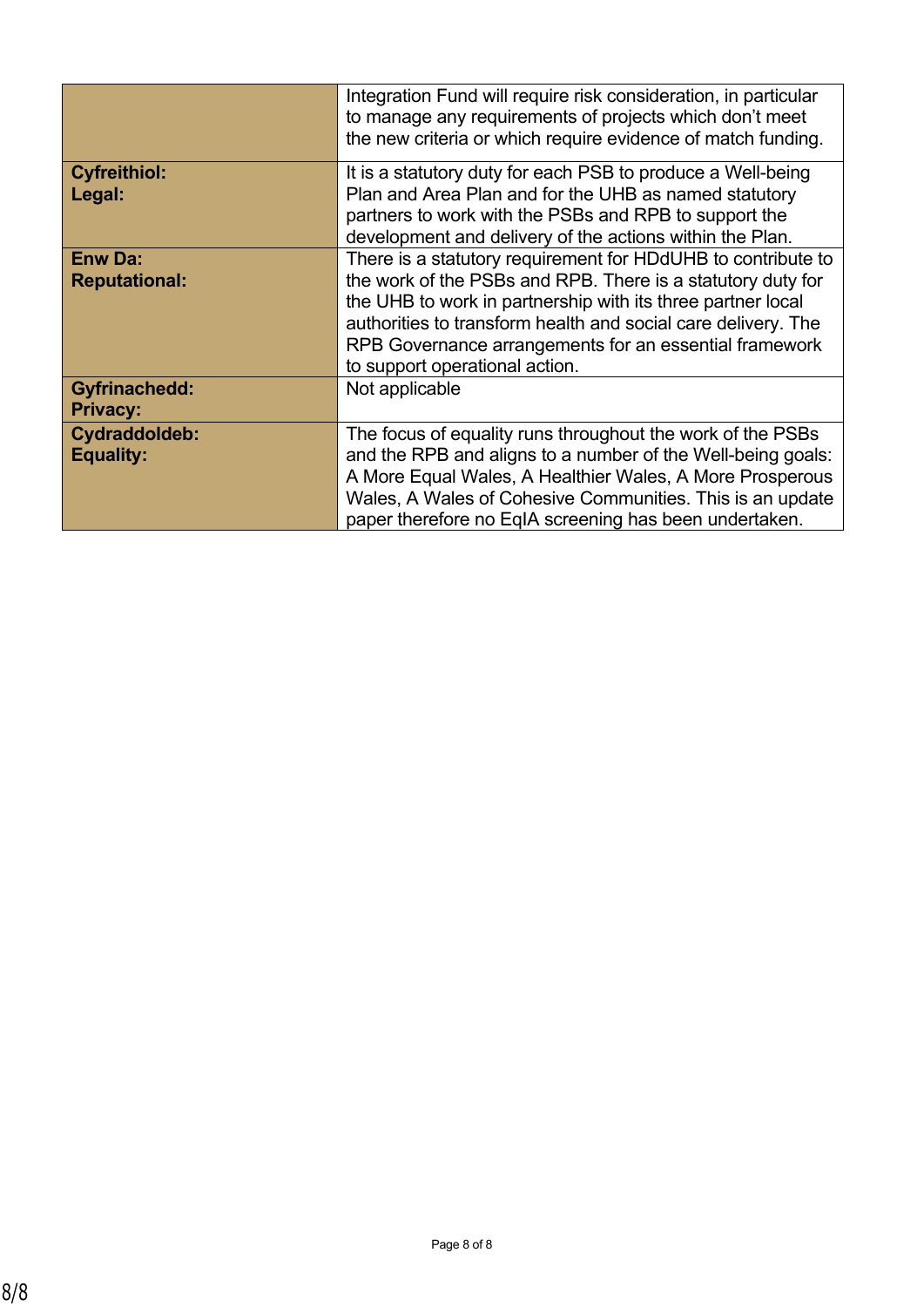| | |
|---|---|
| | Integration Fund will require risk consideration, in particular to manage any requirements of projects which don't meet the new criteria or which require evidence of match funding. |
| **Cyfreithiol:**<br>**Legal:** | It is a statutory duty for each PSB to produce a Well-being Plan and Area Plan and for the UHB as named statutory partners to work with the PSBs and RPB to support the development and delivery of the actions within the Plan. |
| **Enw Da:**<br>**Reputational:** | There is a statutory requirement for HDdUHB to contribute to the work of the PSBs and RPB. There is a statutory duty for the UHB to work in partnership with its three partner local authorities to transform health and social care delivery. The RPB Governance arrangements for an essential framework to support operational action. |
| **Gyfrinachedd:**<br>**Privacy:** | Not applicable |
| **Cydraddoldeb:**<br>**Equality:** | The focus of equality runs throughout the work of the PSBs and the RPB and aligns to a number of the Well-being goals: A More Equal Wales, A Healthier Wales, A More Prosperous Wales, A Wales of Cohesive Communities. This is an update paper therefore no EqIA screening has been undertaken. |